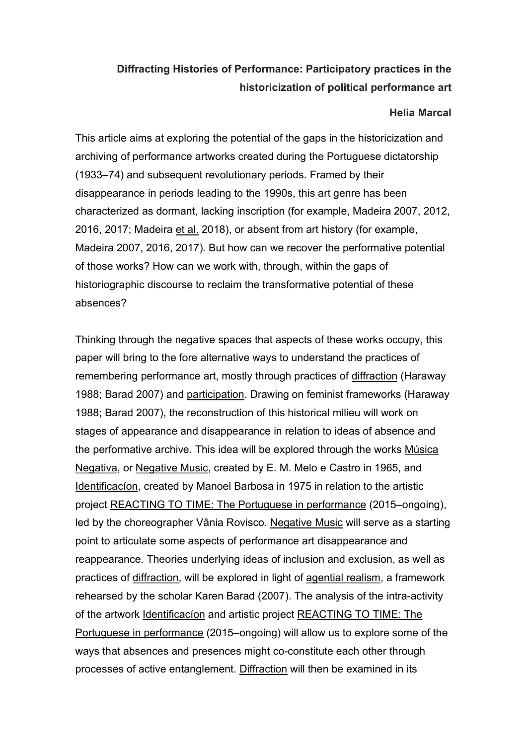**Diffracting Histories of Performance: Participatory practices in the historicization of political performance art**

**Helia Marcal**

This article aims at exploring the potential of the gaps in the historicization and archiving of performance artworks created during the Portuguese dictatorship (1933–74) and subsequent revolutionary periods. Framed by their disappearance in periods leading to the 1990s, this art genre has been characterized as dormant, lacking inscription (for example, Madeira 2007, 2012, 2016, 2017; Madeira et al. 2018), or absent from art history (for example, Madeira 2007, 2016, 2017). But how can we recover the performative potential of those works? How can we work with, through, within the gaps of historiographic discourse to reclaim the transformative potential of these absences?

Thinking through the negative spaces that aspects of these works occupy, this paper will bring to the fore alternative ways to understand the practices of remembering performance art, mostly through practices of diffraction (Haraway 1988; Barad 2007) and participation. Drawing on feminist frameworks (Haraway 1988; Barad 2007), the reconstruction of this historical milieu will work on stages of appearance and disappearance in relation to ideas of absence and the performative archive. This idea will be explored through the works Música Negativa, or Negative Music, created by E. M. Melo e Castro in 1965, and Identificacíon, created by Manoel Barbosa in 1975 in relation to the artistic project REACTING TO TIME: The Portuguese in performance (2015–ongoing), led by the choreographer Vânia Rovisco. Negative Music will serve as a starting point to articulate some aspects of performance art disappearance and reappearance. Theories underlying ideas of inclusion and exclusion, as well as practices of diffraction, will be explored in light of agential realism, a framework rehearsed by the scholar Karen Barad (2007). The analysis of the intra-activity of the artwork Identificacíon and artistic project REACTING TO TIME: The Portuguese in performance (2015–ongoing) will allow us to explore some of the ways that absences and presences might co-constitute each other through processes of active entanglement. Diffraction will then be examined in its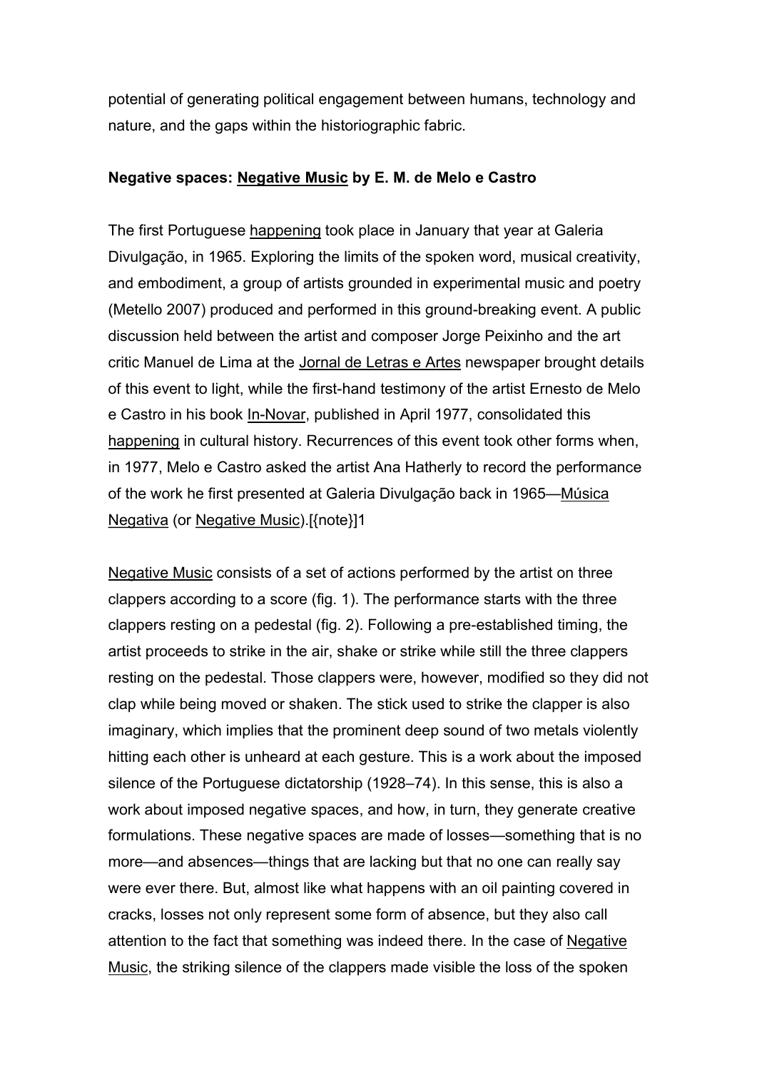potential of generating political engagement between humans, technology and nature, and the gaps within the historiographic fabric.

**Negative spaces: Negative Music by E. M. de Melo e Castro**

The first Portuguese happening took place in January that year at Galeria Divulgação, in 1965. Exploring the limits of the spoken word, musical creativity, and embodiment, a group of artists grounded in experimental music and poetry (Metello 2007) produced and performed in this ground-breaking event. A public discussion held between the artist and composer Jorge Peixinho and the art critic Manuel de Lima at the Jornal de Letras e Artes newspaper brought details of this event to light, while the first-hand testimony of the artist Ernesto de Melo e Castro in his book In-Novar, published in April 1977, consolidated this happening in cultural history. Recurrences of this event took other forms when, in 1977, Melo e Castro asked the artist Ana Hatherly to record the performance of the work he first presented at Galeria Divulgação back in 1965—Música Negativa (or Negative Music).[{note}]1

Negative Music consists of a set of actions performed by the artist on three clappers according to a score (fig. 1). The performance starts with the three clappers resting on a pedestal (fig. 2). Following a pre-established timing, the artist proceeds to strike in the air, shake or strike while still the three clappers resting on the pedestal. Those clappers were, however, modified so they did not clap while being moved or shaken. The stick used to strike the clapper is also imaginary, which implies that the prominent deep sound of two metals violently hitting each other is unheard at each gesture. This is a work about the imposed silence of the Portuguese dictatorship (1928–74). In this sense, this is also a work about imposed negative spaces, and how, in turn, they generate creative formulations. These negative spaces are made of losses—something that is no more—and absences—things that are lacking but that no one can really say were ever there. But, almost like what happens with an oil painting covered in cracks, losses not only represent some form of absence, but they also call attention to the fact that something was indeed there. In the case of Negative Music, the striking silence of the clappers made visible the loss of the spoken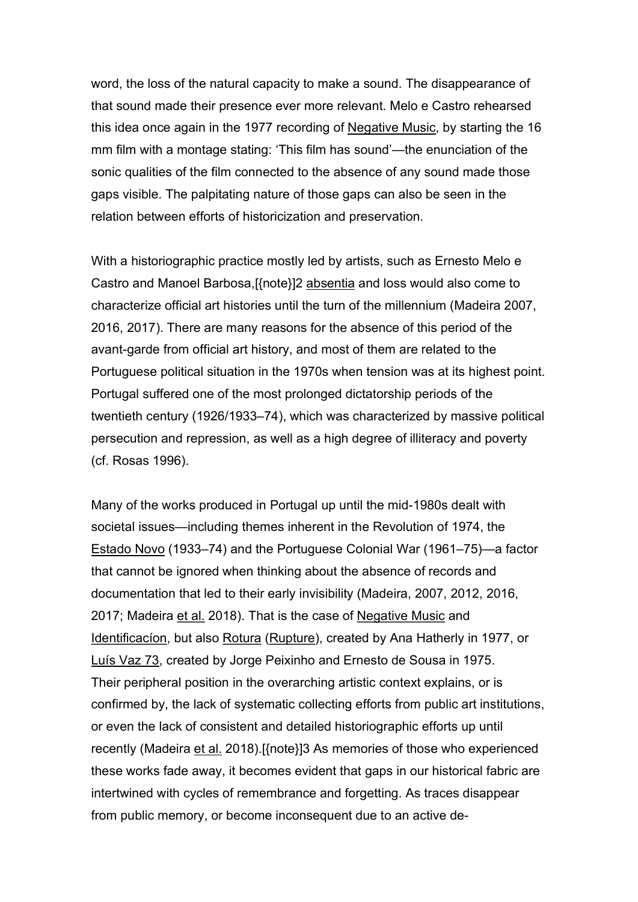word, the loss of the natural capacity to make a sound. The disappearance of that sound made their presence ever more relevant. Melo e Castro rehearsed this idea once again in the 1977 recording of Negative Music, by starting the 16 mm film with a montage stating: 'This film has sound'—the enunciation of the sonic qualities of the film connected to the absence of any sound made those gaps visible. The palpitating nature of those gaps can also be seen in the relation between efforts of historicization and preservation.

With a historiographic practice mostly led by artists, such as Ernesto Melo e Castro and Manoel Barbosa,[{note}]2 absentia and loss would also come to characterize official art histories until the turn of the millennium (Madeira 2007, 2016, 2017). There are many reasons for the absence of this period of the avant-garde from official art history, and most of them are related to the Portuguese political situation in the 1970s when tension was at its highest point. Portugal suffered one of the most prolonged dictatorship periods of the twentieth century (1926/1933–74), which was characterized by massive political persecution and repression, as well as a high degree of illiteracy and poverty (cf. Rosas 1996).

Many of the works produced in Portugal up until the mid-1980s dealt with societal issues—including themes inherent in the Revolution of 1974, the Estado Novo (1933–74) and the Portuguese Colonial War (1961–75)—a factor that cannot be ignored when thinking about the absence of records and documentation that led to their early invisibility (Madeira, 2007, 2012, 2016, 2017; Madeira et al. 2018). That is the case of Negative Music and Identificacíon, but also Rotura (Rupture), created by Ana Hatherly in 1977, or Luís Vaz 73, created by Jorge Peixinho and Ernesto de Sousa in 1975. Their peripheral position in the overarching artistic context explains, or is confirmed by, the lack of systematic collecting efforts from public art institutions, or even the lack of consistent and detailed historiographic efforts up until recently (Madeira et al. 2018).[{note}]3 As memories of those who experienced these works fade away, it becomes evident that gaps in our historical fabric are intertwined with cycles of remembrance and forgetting. As traces disappear from public memory, or become inconsequent due to an active de-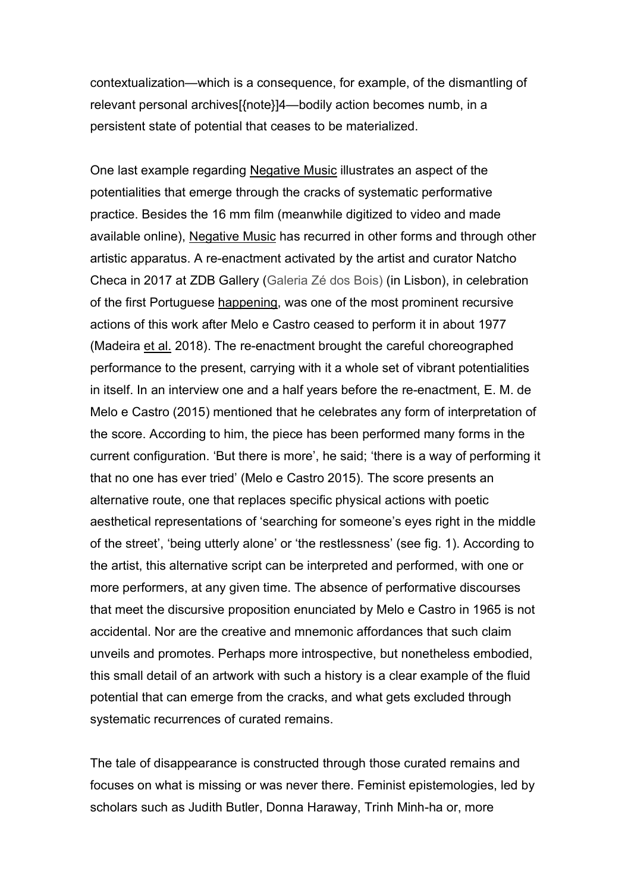contextualization—which is a consequence, for example, of the dismantling of relevant personal archives[{note}]4—bodily action becomes numb, in a persistent state of potential that ceases to be materialized.

One last example regarding Negative Music illustrates an aspect of the potentialities that emerge through the cracks of systematic performative practice. Besides the 16 mm film (meanwhile digitized to video and made available online), Negative Music has recurred in other forms and through other artistic apparatus. A re-enactment activated by the artist and curator Natcho Checa in 2017 at ZDB Gallery (Galeria Zé dos Bois) (in Lisbon), in celebration of the first Portuguese happening, was one of the most prominent recursive actions of this work after Melo e Castro ceased to perform it in about 1977 (Madeira et al. 2018). The re-enactment brought the careful choreographed performance to the present, carrying with it a whole set of vibrant potentialities in itself. In an interview one and a half years before the re-enactment, E. M. de Melo e Castro (2015) mentioned that he celebrates any form of interpretation of the score. According to him, the piece has been performed many forms in the current configuration. 'But there is more', he said; 'there is a way of performing it that no one has ever tried' (Melo e Castro 2015). The score presents an alternative route, one that replaces specific physical actions with poetic aesthetical representations of 'searching for someone's eyes right in the middle of the street', 'being utterly alone' or 'the restlessness' (see fig. 1). According to the artist, this alternative script can be interpreted and performed, with one or more performers, at any given time. The absence of performative discourses that meet the discursive proposition enunciated by Melo e Castro in 1965 is not accidental. Nor are the creative and mnemonic affordances that such claim unveils and promotes. Perhaps more introspective, but nonetheless embodied, this small detail of an artwork with such a history is a clear example of the fluid potential that can emerge from the cracks, and what gets excluded through systematic recurrences of curated remains.

The tale of disappearance is constructed through those curated remains and focuses on what is missing or was never there. Feminist epistemologies, led by scholars such as Judith Butler, Donna Haraway, Trinh Minh-ha or, more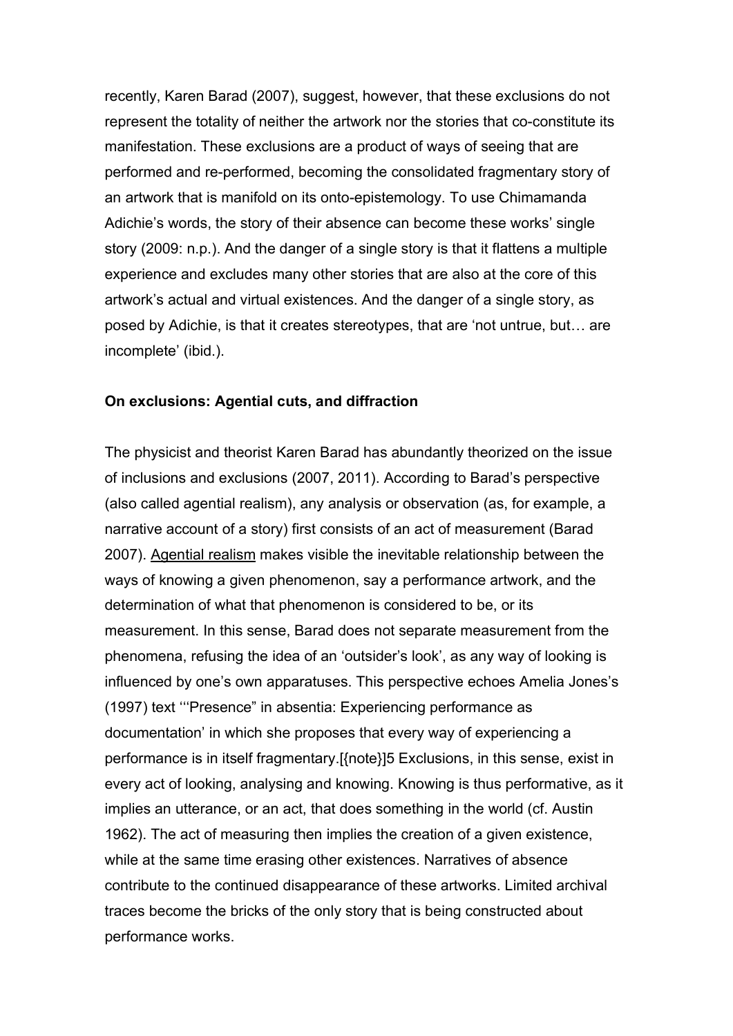recently, Karen Barad (2007), suggest, however, that these exclusions do not represent the totality of neither the artwork nor the stories that co-constitute its manifestation. These exclusions are a product of ways of seeing that are performed and re-performed, becoming the consolidated fragmentary story of an artwork that is manifold on its onto-epistemology. To use Chimamanda Adichie's words, the story of their absence can become these works' single story (2009: n.p.). And the danger of a single story is that it flattens a multiple experience and excludes many other stories that are also at the core of this artwork's actual and virtual existences. And the danger of a single story, as posed by Adichie, is that it creates stereotypes, that are 'not untrue, but… are incomplete' (ibid.).

**On exclusions: Agential cuts, and diffraction**

The physicist and theorist Karen Barad has abundantly theorized on the issue of inclusions and exclusions (2007, 2011). According to Barad's perspective (also called agential realism), any analysis or observation (as, for example, a narrative account of a story) first consists of an act of measurement (Barad 2007). Agential realism makes visible the inevitable relationship between the ways of knowing a given phenomenon, say a performance artwork, and the determination of what that phenomenon is considered to be, or its measurement. In this sense, Barad does not separate measurement from the phenomena, refusing the idea of an 'outsider's look', as any way of looking is influenced by one's own apparatuses. This perspective echoes Amelia Jones's (1997) text '"Presence" in absentia: Experiencing performance as documentation' in which she proposes that every way of experiencing a performance is in itself fragmentary.[{note}]5 Exclusions, in this sense, exist in every act of looking, analysing and knowing. Knowing is thus performative, as it implies an utterance, or an act, that does something in the world (cf. Austin 1962). The act of measuring then implies the creation of a given existence, while at the same time erasing other existences. Narratives of absence contribute to the continued disappearance of these artworks. Limited archival traces become the bricks of the only story that is being constructed about performance works.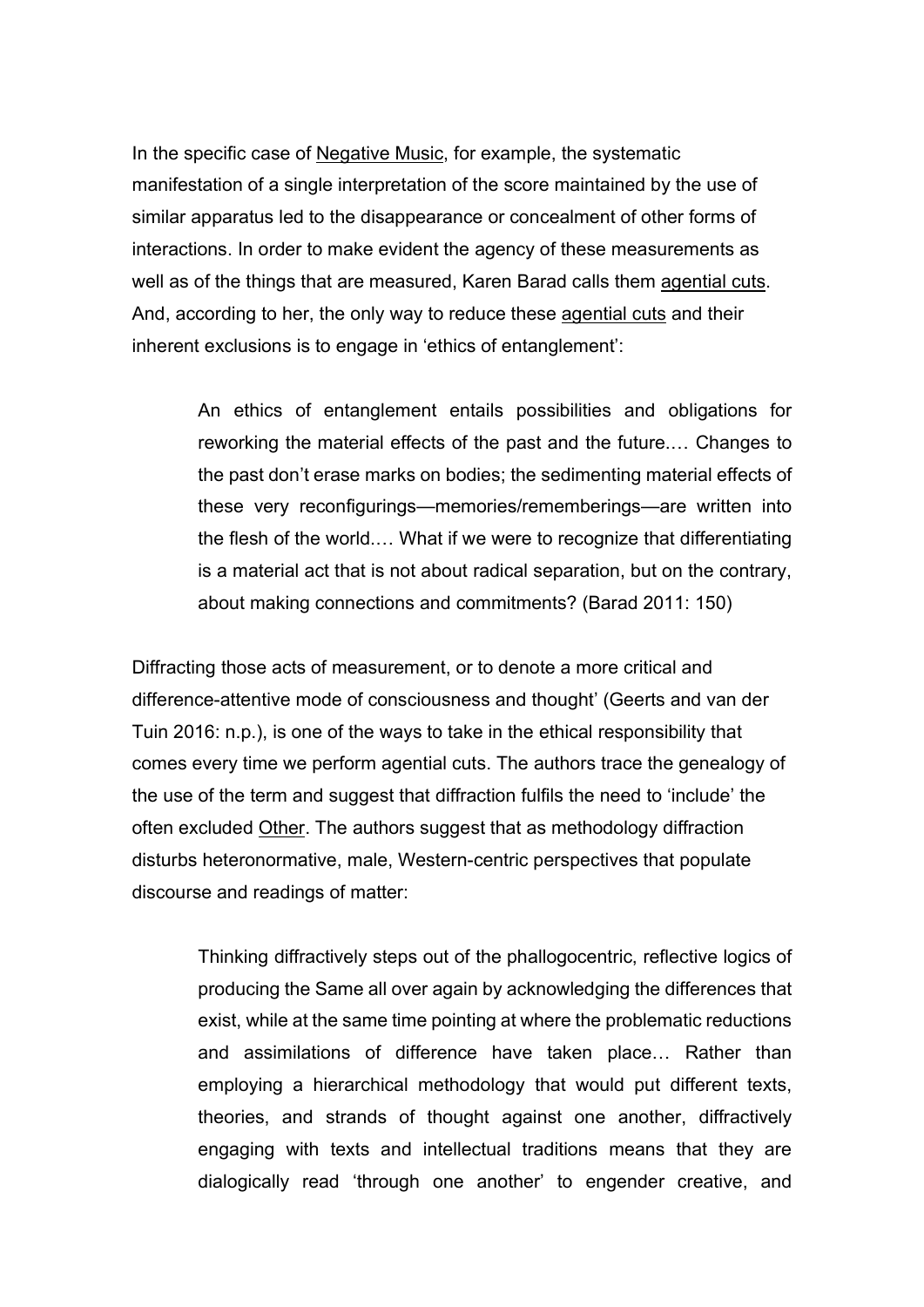In the specific case of Negative Music, for example, the systematic manifestation of a single interpretation of the score maintained by the use of similar apparatus led to the disappearance or concealment of other forms of interactions. In order to make evident the agency of these measurements as well as of the things that are measured, Karen Barad calls them agential cuts. And, according to her, the only way to reduce these agential cuts and their inherent exclusions is to engage in 'ethics of entanglement':

> An ethics of entanglement entails possibilities and obligations for reworking the material effects of the past and the future.… Changes to the past don't erase marks on bodies; the sedimenting material effects of these very reconfigurings—memories/rememberings—are written into the flesh of the world.… What if we were to recognize that differentiating is a material act that is not about radical separation, but on the contrary, about making connections and commitments? (Barad 2011: 150)

Diffracting those acts of measurement, or to denote a more critical and difference-attentive mode of consciousness and thought' (Geerts and van der Tuin 2016: n.p.), is one of the ways to take in the ethical responsibility that comes every time we perform agential cuts. The authors trace the genealogy of the use of the term and suggest that diffraction fulfils the need to 'include' the often excluded Other. The authors suggest that as methodology diffraction disturbs heteronormative, male, Western-centric perspectives that populate discourse and readings of matter:

> Thinking diffractively steps out of the phallogocentric, reflective logics of producing the Same all over again by acknowledging the differences that exist, while at the same time pointing at where the problematic reductions and assimilations of difference have taken place… Rather than employing a hierarchical methodology that would put different texts, theories, and strands of thought against one another, diffractively engaging with texts and intellectual traditions means that they are dialogically read 'through one another' to engender creative, and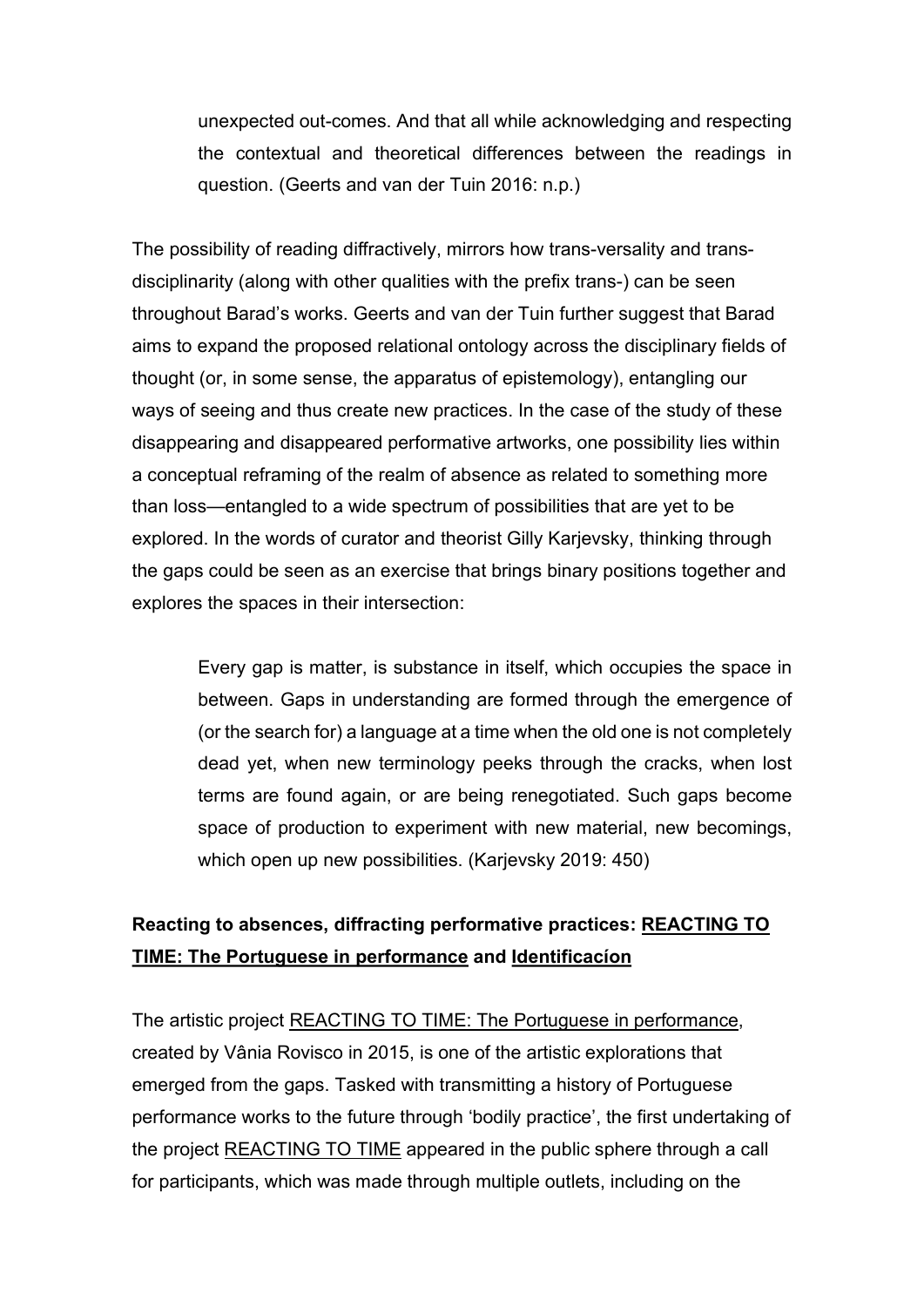> unexpected out-comes. And that all while acknowledging and respecting the contextual and theoretical differences between the readings in question. (Geerts and van der Tuin 2016: n.p.)

The possibility of reading diffractively, mirrors how trans-versality and trans-disciplinarity (along with other qualities with the prefix trans-) can be seen throughout Barad's works. Geerts and van der Tuin further suggest that Barad aims to expand the proposed relational ontology across the disciplinary fields of thought (or, in some sense, the apparatus of epistemology), entangling our ways of seeing and thus create new practices. In the case of the study of these disappearing and disappeared performative artworks, one possibility lies within a conceptual reframing of the realm of absence as related to something more than loss—entangled to a wide spectrum of possibilities that are yet to be explored. In the words of curator and theorist Gilly Karjevsky, thinking through the gaps could be seen as an exercise that brings binary positions together and explores the spaces in their intersection:

> Every gap is matter, is substance in itself, which occupies the space in between. Gaps in understanding are formed through the emergence of (or the search for) a language at a time when the old one is not completely dead yet, when new terminology peeks through the cracks, when lost terms are found again, or are being renegotiated. Such gaps become space of production to experiment with new material, new becomings, which open up new possibilities. (Karjevsky 2019: 450)

## Reacting to absences, diffracting performative practices: REACTING TO TIME: The Portuguese in performance and Identificacíon

The artistic project REACTING TO TIME: The Portuguese in performance, created by Vânia Rovisco in 2015, is one of the artistic explorations that emerged from the gaps. Tasked with transmitting a history of Portuguese performance works to the future through 'bodily practice', the first undertaking of the project REACTING TO TIME appeared in the public sphere through a call for participants, which was made through multiple outlets, including on the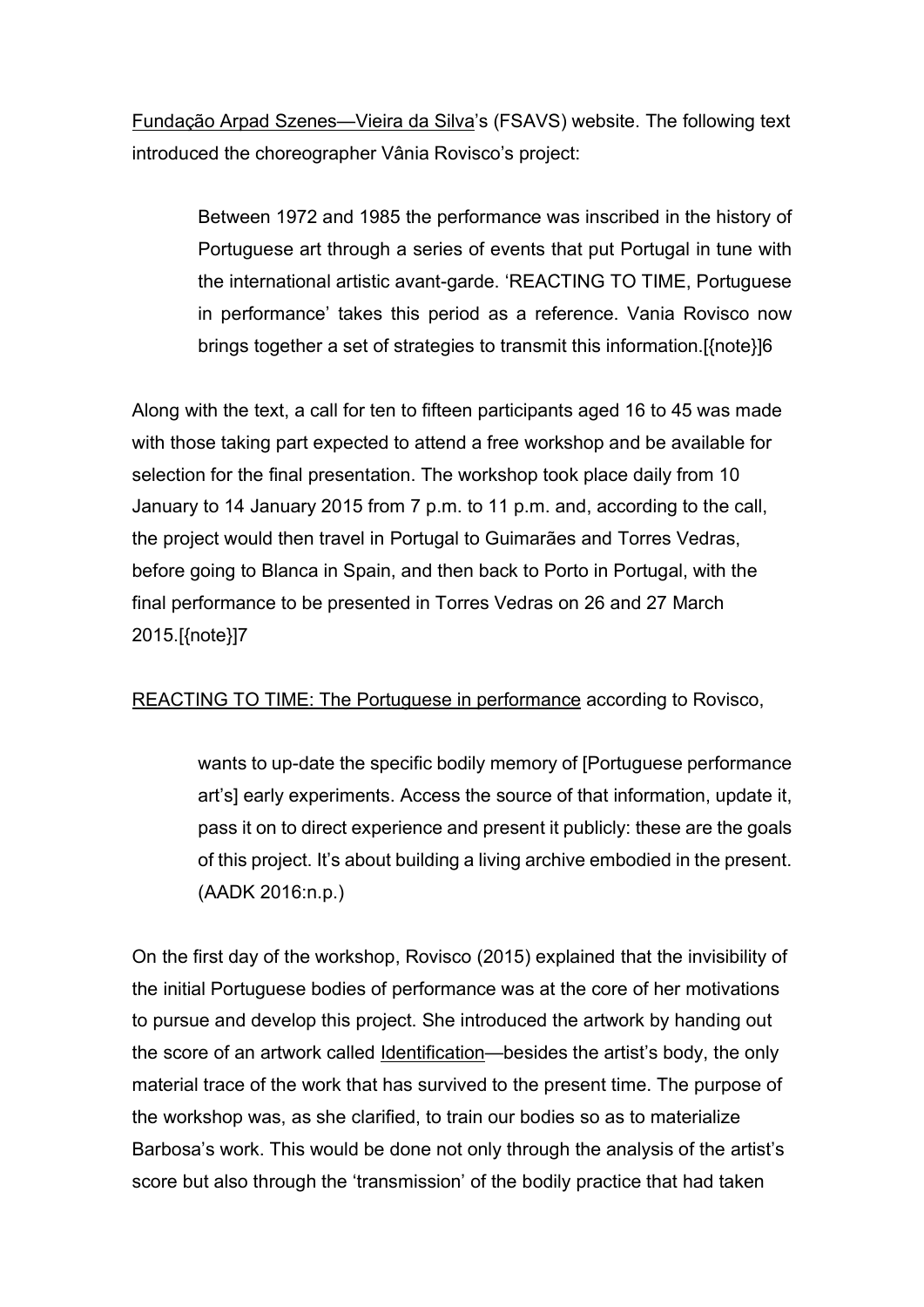Fundação Arpad Szenes—Vieira da Silva's (FSAVS) website. The following text introduced the choreographer Vânia Rovisco's project:

> Between 1972 and 1985 the performance was inscribed in the history of Portuguese art through a series of events that put Portugal in tune with the international artistic avant-garde. 'REACTING TO TIME, Portuguese in performance' takes this period as a reference. Vania Rovisco now brings together a set of strategies to transmit this information.[{note}]6

Along with the text, a call for ten to fifteen participants aged 16 to 45 was made with those taking part expected to attend a free workshop and be available for selection for the final presentation. The workshop took place daily from 10 January to 14 January 2015 from 7 p.m. to 11 p.m. and, according to the call, the project would then travel in Portugal to Guimarães and Torres Vedras, before going to Blanca in Spain, and then back to Porto in Portugal, with the final performance to be presented in Torres Vedras on 26 and 27 March 2015.[{note}]7

REACTING TO TIME: The Portuguese in performance according to Rovisco,

> wants to up-date the specific bodily memory of [Portuguese performance art's] early experiments. Access the source of that information, update it, pass it on to direct experience and present it publicly: these are the goals of this project. It's about building a living archive embodied in the present. (AADK 2016:n.p.)

On the first day of the workshop, Rovisco (2015) explained that the invisibility of the initial Portuguese bodies of performance was at the core of her motivations to pursue and develop this project. She introduced the artwork by handing out the score of an artwork called Identification—besides the artist's body, the only material trace of the work that has survived to the present time. The purpose of the workshop was, as she clarified, to train our bodies so as to materialize Barbosa's work. This would be done not only through the analysis of the artist's score but also through the 'transmission' of the bodily practice that had taken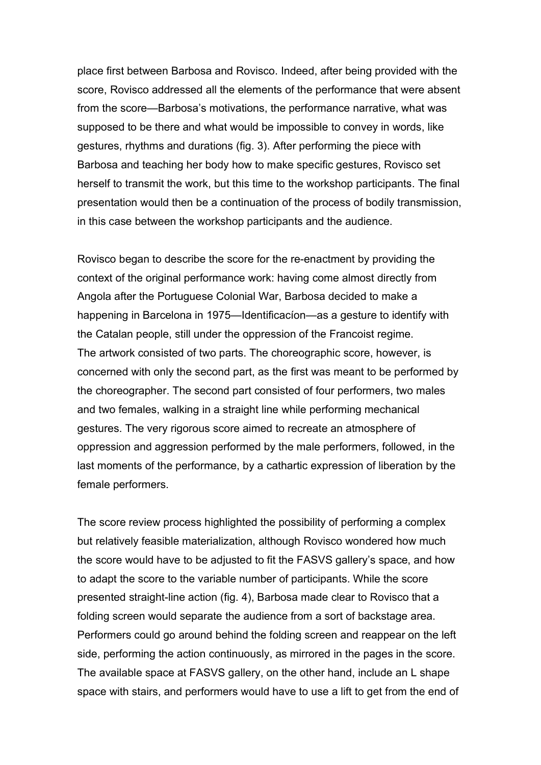place first between Barbosa and Rovisco. Indeed, after being provided with the score, Rovisco addressed all the elements of the performance that were absent from the score—Barbosa's motivations, the performance narrative, what was supposed to be there and what would be impossible to convey in words, like gestures, rhythms and durations (fig. 3). After performing the piece with Barbosa and teaching her body how to make specific gestures, Rovisco set herself to transmit the work, but this time to the workshop participants. The final presentation would then be a continuation of the process of bodily transmission, in this case between the workshop participants and the audience.

Rovisco began to describe the score for the re-enactment by providing the context of the original performance work: having come almost directly from Angola after the Portuguese Colonial War, Barbosa decided to make a happening in Barcelona in 1975—Identificacíon—as a gesture to identify with the Catalan people, still under the oppression of the Francoist regime.
The artwork consisted of two parts. The choreographic score, however, is concerned with only the second part, as the first was meant to be performed by the choreographer. The second part consisted of four performers, two males and two females, walking in a straight line while performing mechanical gestures. The very rigorous score aimed to recreate an atmosphere of oppression and aggression performed by the male performers, followed, in the last moments of the performance, by a cathartic expression of liberation by the female performers.

The score review process highlighted the possibility of performing a complex but relatively feasible materialization, although Rovisco wondered how much the score would have to be adjusted to fit the FASVS gallery's space, and how to adapt the score to the variable number of participants. While the score presented straight-line action (fig. 4), Barbosa made clear to Rovisco that a folding screen would separate the audience from a sort of backstage area. Performers could go around behind the folding screen and reappear on the left side, performing the action continuously, as mirrored in the pages in the score. The available space at FASVS gallery, on the other hand, include an L shape space with stairs, and performers would have to use a lift to get from the end of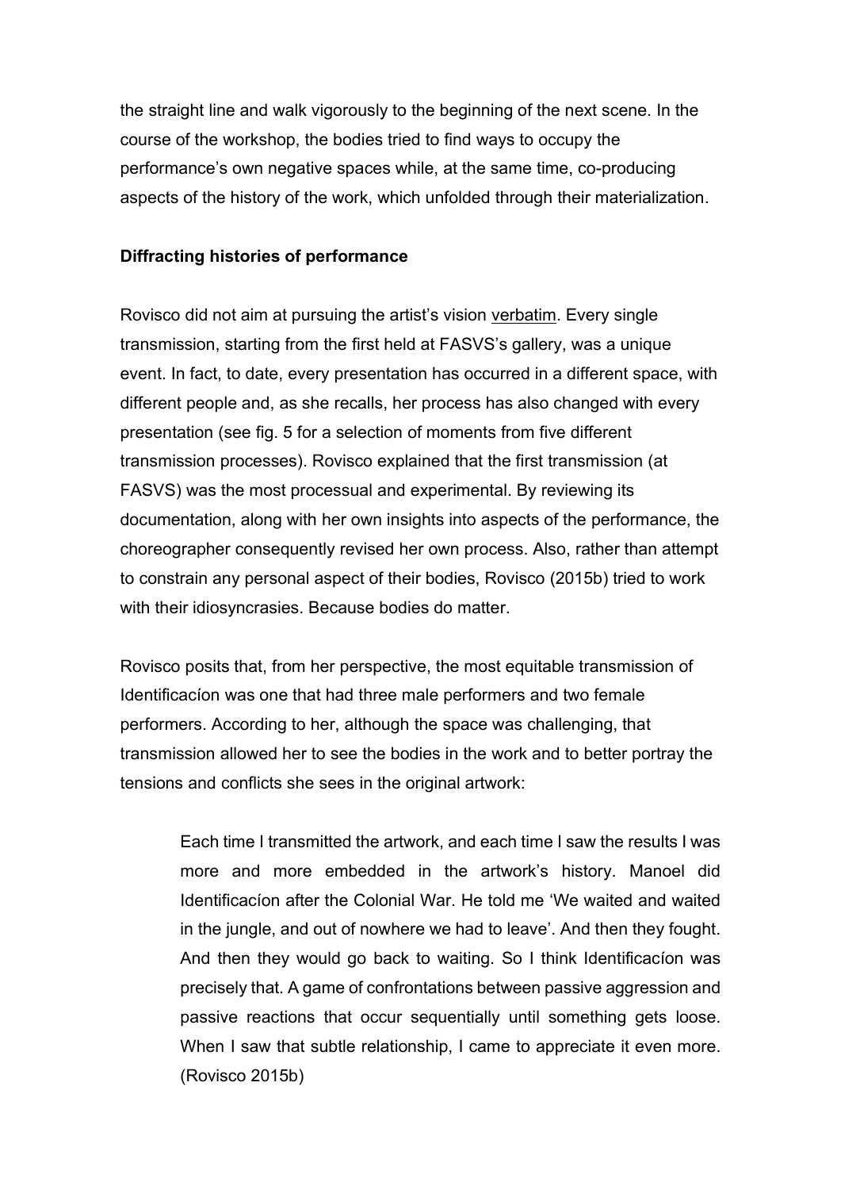the straight line and walk vigorously to the beginning of the next scene. In the course of the workshop, the bodies tried to find ways to occupy the performance's own negative spaces while, at the same time, co-producing aspects of the history of the work, which unfolded through their materialization.

**Diffracting histories of performance**

Rovisco did not aim at pursuing the artist's vision verbatim. Every single transmission, starting from the first held at FASVS's gallery, was a unique event. In fact, to date, every presentation has occurred in a different space, with different people and, as she recalls, her process has also changed with every presentation (see fig. 5 for a selection of moments from five different transmission processes). Rovisco explained that the first transmission (at FASVS) was the most processual and experimental. By reviewing its documentation, along with her own insights into aspects of the performance, the choreographer consequently revised her own process. Also, rather than attempt to constrain any personal aspect of their bodies, Rovisco (2015b) tried to work with their idiosyncrasies. Because bodies do matter.

Rovisco posits that, from her perspective, the most equitable transmission of Identificacíon was one that had three male performers and two female performers. According to her, although the space was challenging, that transmission allowed her to see the bodies in the work and to better portray the tensions and conflicts she sees in the original artwork:

> Each time I transmitted the artwork, and each time I saw the results I was more and more embedded in the artwork's history. Manoel did Identificacíon after the Colonial War. He told me 'We waited and waited in the jungle, and out of nowhere we had to leave'. And then they fought. And then they would go back to waiting. So I think Identificacíon was precisely that. A game of confrontations between passive aggression and passive reactions that occur sequentially until something gets loose. When I saw that subtle relationship, I came to appreciate it even more. (Rovisco 2015b)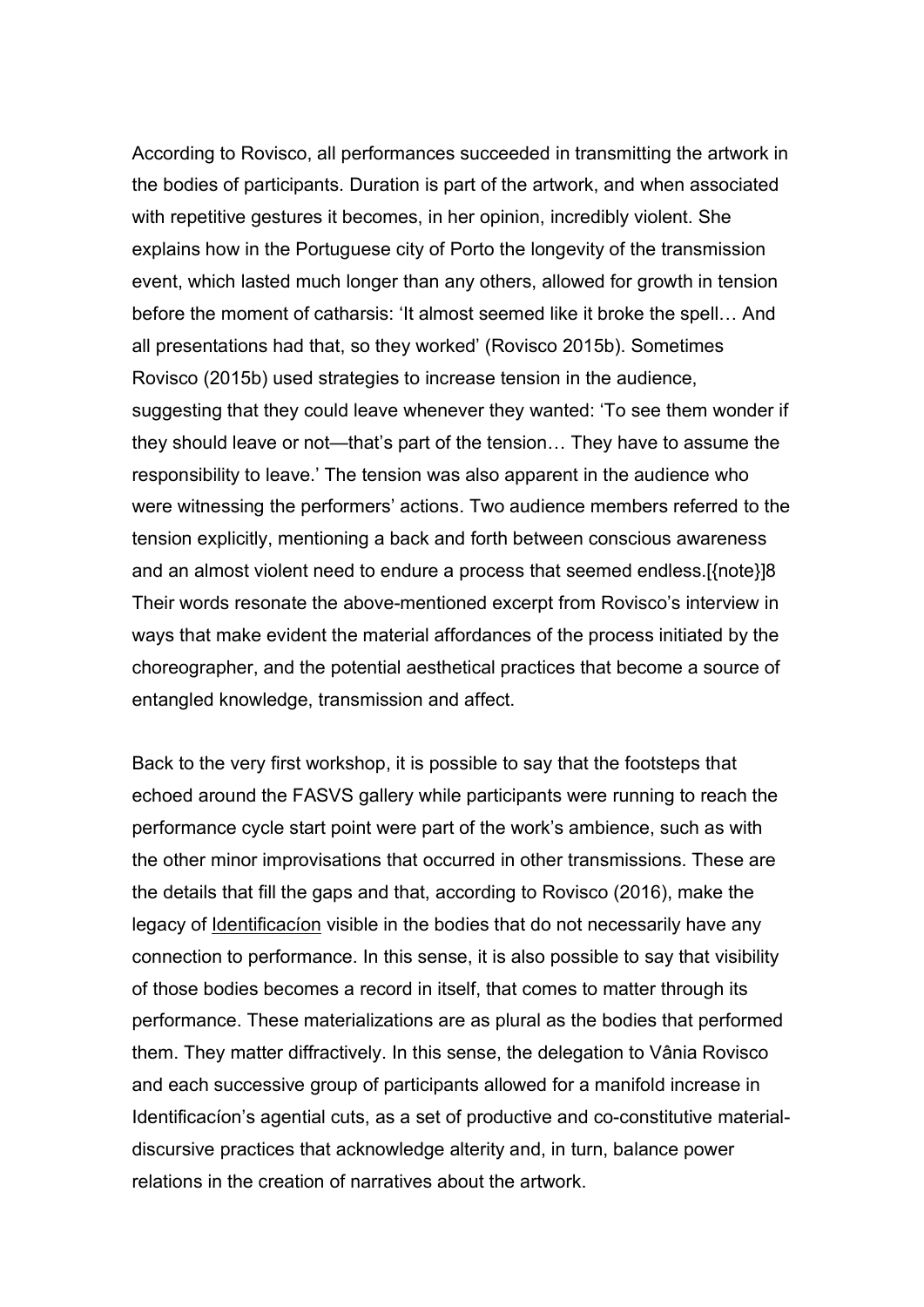According to Rovisco, all performances succeeded in transmitting the artwork in the bodies of participants. Duration is part of the artwork, and when associated with repetitive gestures it becomes, in her opinion, incredibly violent. She explains how in the Portuguese city of Porto the longevity of the transmission event, which lasted much longer than any others, allowed for growth in tension before the moment of catharsis: ‘It almost seemed like it broke the spell… And all presentations had that, so they worked’ (Rovisco 2015b). Sometimes Rovisco (2015b) used strategies to increase tension in the audience, suggesting that they could leave whenever they wanted: ‘To see them wonder if they should leave or not—that’s part of the tension… They have to assume the responsibility to leave.’ The tension was also apparent in the audience who were witnessing the performers’ actions. Two audience members referred to the tension explicitly, mentioning a back and forth between conscious awareness and an almost violent need to endure a process that seemed endless.[{note}]8 Their words resonate the above-mentioned excerpt from Rovisco’s interview in ways that make evident the material affordances of the process initiated by the choreographer, and the potential aesthetical practices that become a source of entangled knowledge, transmission and affect.

Back to the very first workshop, it is possible to say that the footsteps that echoed around the FASVS gallery while participants were running to reach the performance cycle start point were part of the work’s ambience, such as with the other minor improvisations that occurred in other transmissions. These are the details that fill the gaps and that, according to Rovisco (2016), make the legacy of Identificacíon visible in the bodies that do not necessarily have any connection to performance. In this sense, it is also possible to say that visibility of those bodies becomes a record in itself, that comes to matter through its performance. These materializations are as plural as the bodies that performed them. They matter diffractively. In this sense, the delegation to Vânia Rovisco and each successive group of participants allowed for a manifold increase in Identificacíon’s agential cuts, as a set of productive and co-constitutive material-discursive practices that acknowledge alterity and, in turn, balance power relations in the creation of narratives about the artwork.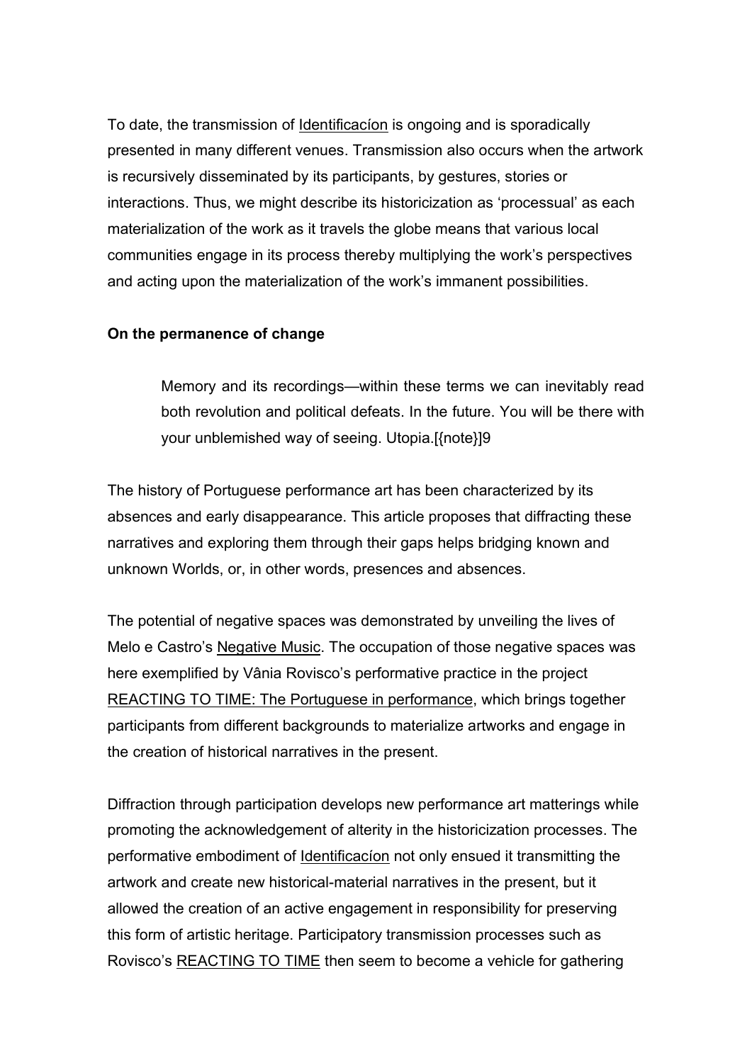To date, the transmission of Identificacíon is ongoing and is sporadically presented in many different venues. Transmission also occurs when the artwork is recursively disseminated by its participants, by gestures, stories or interactions. Thus, we might describe its historicization as 'processual' as each materialization of the work as it travels the globe means that various local communities engage in its process thereby multiplying the work's perspectives and acting upon the materialization of the work's immanent possibilities.

**On the permanence of change**

> Memory and its recordings—within these terms we can inevitably read both revolution and political defeats. In the future. You will be there with your unblemished way of seeing. Utopia.[{note}]9

The history of Portuguese performance art has been characterized by its absences and early disappearance. This article proposes that diffracting these narratives and exploring them through their gaps helps bridging known and unknown Worlds, or, in other words, presences and absences.

The potential of negative spaces was demonstrated by unveiling the lives of Melo e Castro's Negative Music. The occupation of those negative spaces was here exemplified by Vânia Rovisco's performative practice in the project REACTING TO TIME: The Portuguese in performance, which brings together participants from different backgrounds to materialize artworks and engage in the creation of historical narratives in the present.

Diffraction through participation develops new performance art matterings while promoting the acknowledgement of alterity in the historicization processes. The performative embodiment of Identificacíon not only ensued it transmitting the artwork and create new historical-material narratives in the present, but it allowed the creation of an active engagement in responsibility for preserving this form of artistic heritage. Participatory transmission processes such as Rovisco's REACTING TO TIME then seem to become a vehicle for gathering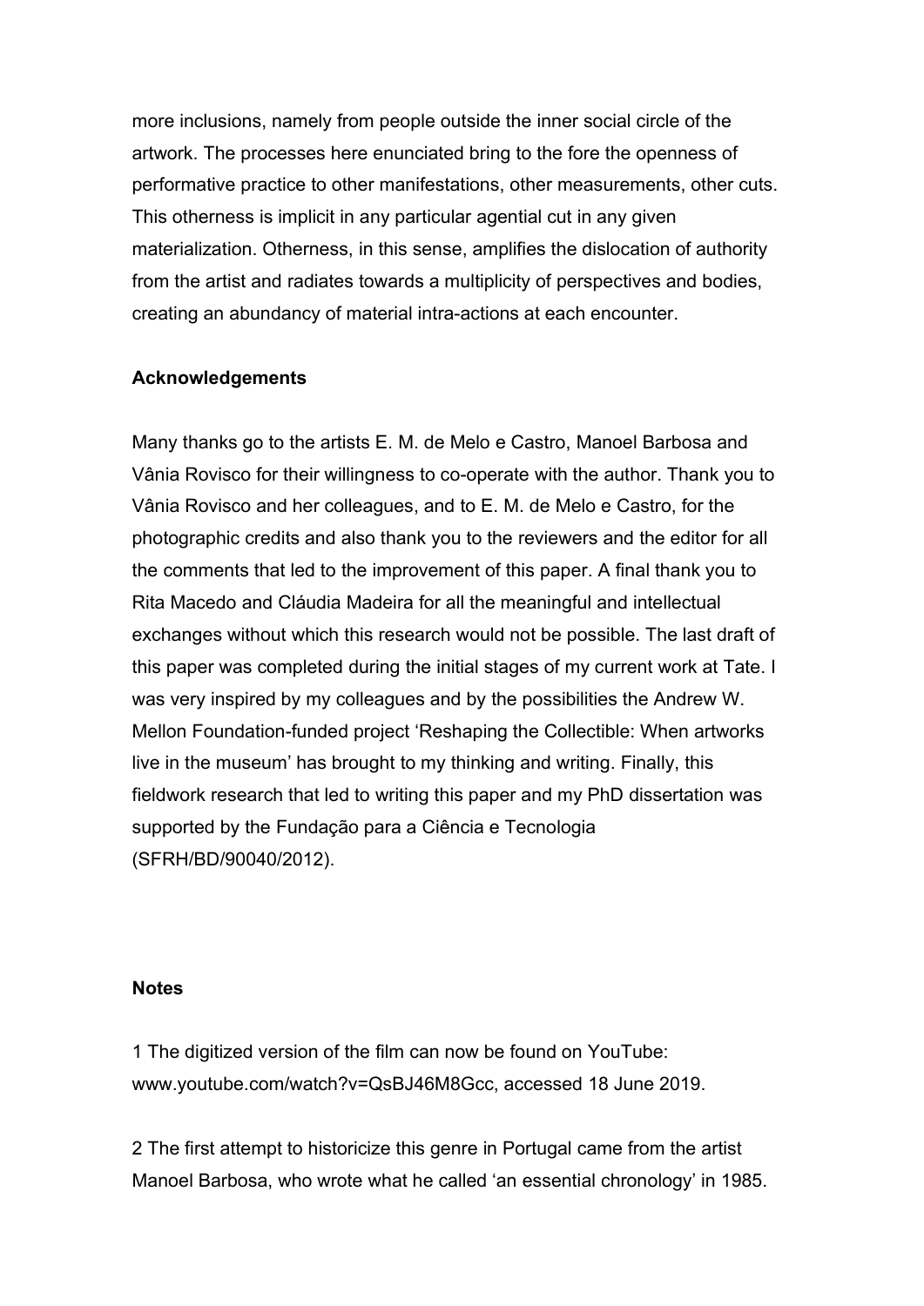more inclusions, namely from people outside the inner social circle of the artwork. The processes here enunciated bring to the fore the openness of performative practice to other manifestations, other measurements, other cuts. This otherness is implicit in any particular agential cut in any given materialization. Otherness, in this sense, amplifies the dislocation of authority from the artist and radiates towards a multiplicity of perspectives and bodies, creating an abundancy of material intra-actions at each encounter.

## Acknowledgements

Many thanks go to the artists E. M. de Melo e Castro, Manoel Barbosa and Vânia Rovisco for their willingness to co-operate with the author. Thank you to Vânia Rovisco and her colleagues, and to E. M. de Melo e Castro, for the photographic credits and also thank you to the reviewers and the editor for all the comments that led to the improvement of this paper. A final thank you to Rita Macedo and Cláudia Madeira for all the meaningful and intellectual exchanges without which this research would not be possible. The last draft of this paper was completed during the initial stages of my current work at Tate. I was very inspired by my colleagues and by the possibilities the Andrew W. Mellon Foundation-funded project 'Reshaping the Collectible: When artworks live in the museum' has brought to my thinking and writing. Finally, this fieldwork research that led to writing this paper and my PhD dissertation was supported by the Fundação para a Ciência e Tecnologia (SFRH/BD/90040/2012).

## Notes

1 The digitized version of the film can now be found on YouTube: www.youtube.com/watch?v=QsBJ46M8Gcc, accessed 18 June 2019.

2 The first attempt to historicize this genre in Portugal came from the artist Manoel Barbosa, who wrote what he called 'an essential chronology' in 1985.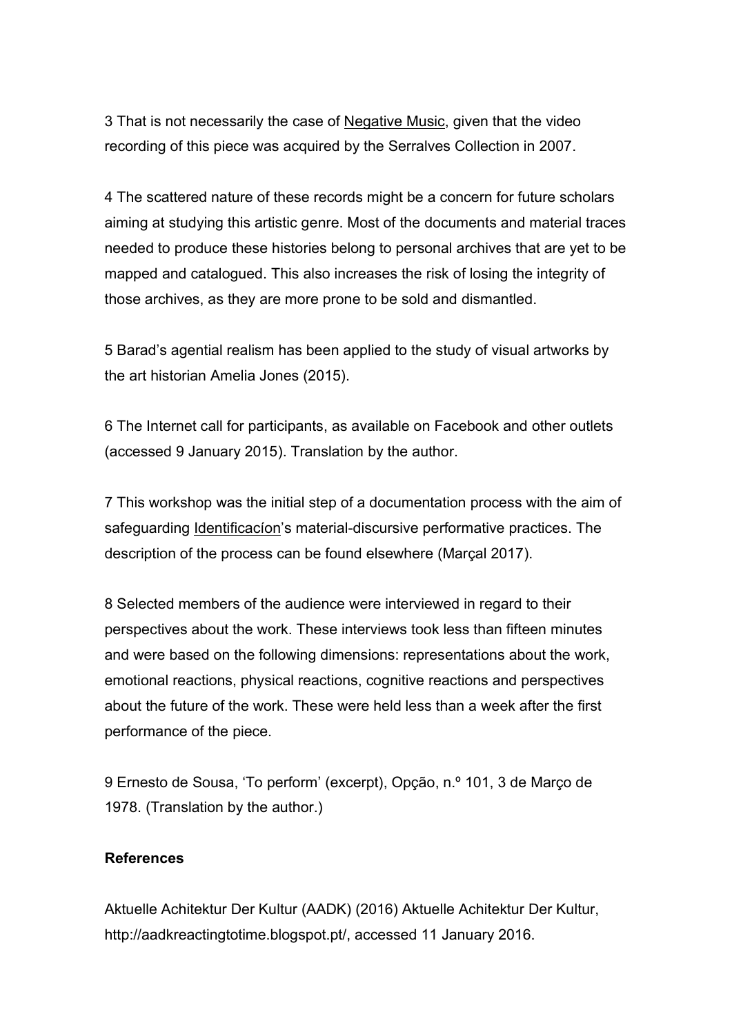3 That is not necessarily the case of Negative Music, given that the video recording of this piece was acquired by the Serralves Collection in 2007.

4 The scattered nature of these records might be a concern for future scholars aiming at studying this artistic genre. Most of the documents and material traces needed to produce these histories belong to personal archives that are yet to be mapped and catalogued. This also increases the risk of losing the integrity of those archives, as they are more prone to be sold and dismantled.

5 Barad's agential realism has been applied to the study of visual artworks by the art historian Amelia Jones (2015).

6 The Internet call for participants, as available on Facebook and other outlets (accessed 9 January 2015). Translation by the author.

7 This workshop was the initial step of a documentation process with the aim of safeguarding Identificacíon's material-discursive performative practices. The description of the process can be found elsewhere (Marçal 2017).

8 Selected members of the audience were interviewed in regard to their perspectives about the work. These interviews took less than fifteen minutes and were based on the following dimensions: representations about the work, emotional reactions, physical reactions, cognitive reactions and perspectives about the future of the work. These were held less than a week after the first performance of the piece.

9 Ernesto de Sousa, 'To perform' (excerpt), Opção, n.º 101, 3 de Março de 1978. (Translation by the author.)

**References**

Aktuelle Achitektur Der Kultur (AADK) (2016) Aktuelle Achitektur Der Kultur, http://aadkreactingtotime.blogspot.pt/, accessed 11 January 2016.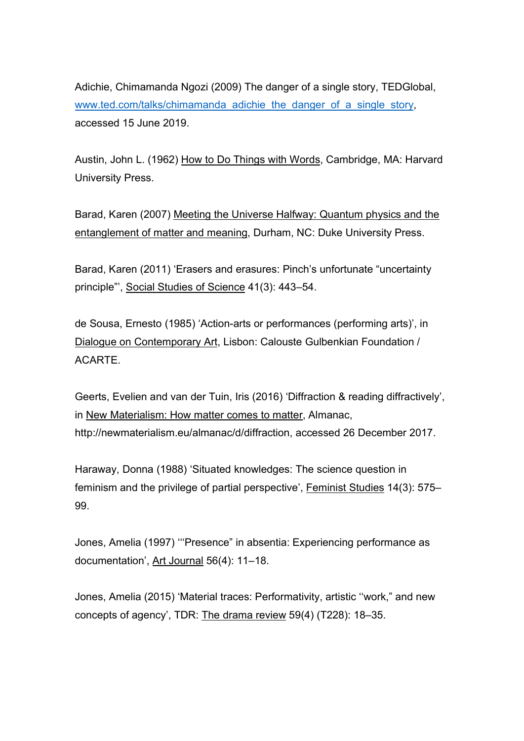Adichie, Chimamanda Ngozi (2009) The danger of a single story, TEDGlobal, [www.ted.com/talks/chimamanda_adichie_the_danger_of_a_single_story](www.ted.com/talks/chimamanda_adichie_the_danger_of_a_single_story), accessed 15 June 2019.

Austin, John L. (1962) How to Do Things with Words, Cambridge, MA: Harvard University Press.

Barad, Karen (2007) Meeting the Universe Halfway: Quantum physics and the entanglement of matter and meaning, Durham, NC: Duke University Press.

Barad, Karen (2011) 'Erasers and erasures: Pinch's unfortunate "uncertainty principle"', Social Studies of Science 41(3): 443–54.

de Sousa, Ernesto (1985) 'Action-arts or performances (performing arts)', in Dialogue on Contemporary Art, Lisbon: Calouste Gulbenkian Foundation / ACARTE.

Geerts, Evelien and van der Tuin, Iris (2016) 'Diffraction & reading diffractively', in New Materialism: How matter comes to matter, Almanac, http://newmaterialism.eu/almanac/d/diffraction, accessed 26 December 2017.

Haraway, Donna (1988) 'Situated knowledges: The science question in feminism and the privilege of partial perspective', Feminist Studies 14(3): 575–99.

Jones, Amelia (1997) '"Presence" in absentia: Experiencing performance as documentation', Art Journal 56(4): 11–18.

Jones, Amelia (2015) 'Material traces: Performativity, artistic "work," and new concepts of agency', TDR: The drama review 59(4) (T228): 18–35.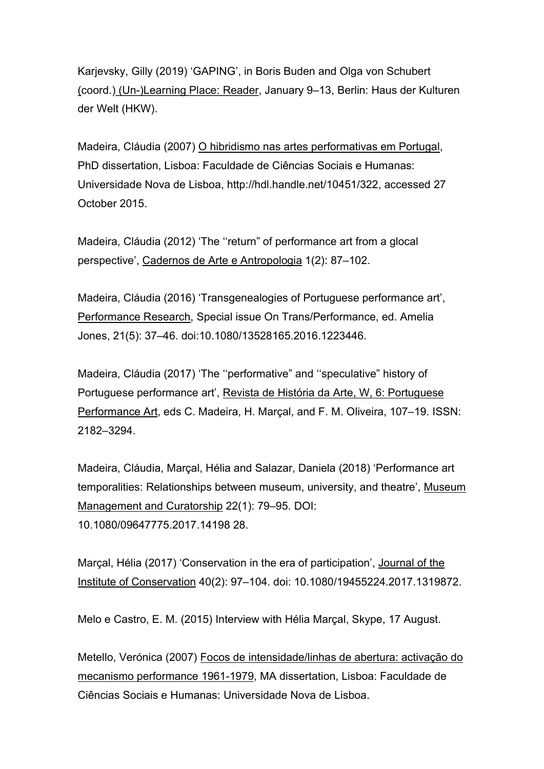Karjevsky, Gilly (2019) ‘GAPING’, in Boris Buden and Olga von Schubert (coord.) (Un-)Learning Place: Reader, January 9–13, Berlin: Haus der Kulturen der Welt (HKW).

Madeira, Cláudia (2007) O hibridismo nas artes performativas em Portugal, PhD dissertation, Lisboa: Faculdade de Ciências Sociais e Humanas: Universidade Nova de Lisboa, http://hdl.handle.net/10451/322, accessed 27 October 2015.

Madeira, Cláudia (2012) ‘The ‘‘return” of performance art from a glocal perspective’, Cadernos de Arte e Antropologia 1(2): 87–102.

Madeira, Cláudia (2016) ‘Transgenealogies of Portuguese performance art’, Performance Research, Special issue On Trans/Performance, ed. Amelia Jones, 21(5): 37–46. doi:10.1080/13528165.2016.1223446.

Madeira, Cláudia (2017) ‘The ‘‘performative” and ‘‘speculative” history of Portuguese performance art’, Revista de História da Arte, W, 6: Portuguese Performance Art, eds C. Madeira, H. Marçal, and F. M. Oliveira, 107–19. ISSN: 2182–3294.

Madeira, Cláudia, Marçal, Hélia and Salazar, Daniela (2018) ‘Performance art temporalities: Relationships between museum, university, and theatre’, Museum Management and Curatorship 22(1): 79–95. DOI: 10.1080/09647775.2017.14198 28.

Marçal, Hélia (2017) ‘Conservation in the era of participation’, Journal of the Institute of Conservation 40(2): 97–104. doi: 10.1080/19455224.2017.1319872.

Melo e Castro, E. M. (2015) Interview with Hélia Marçal, Skype, 17 August.

Metello, Verónica (2007) Focos de intensidade/linhas de abertura: activação do mecanismo performance 1961-1979, MA dissertation, Lisboa: Faculdade de Ciências Sociais e Humanas: Universidade Nova de Lisboa.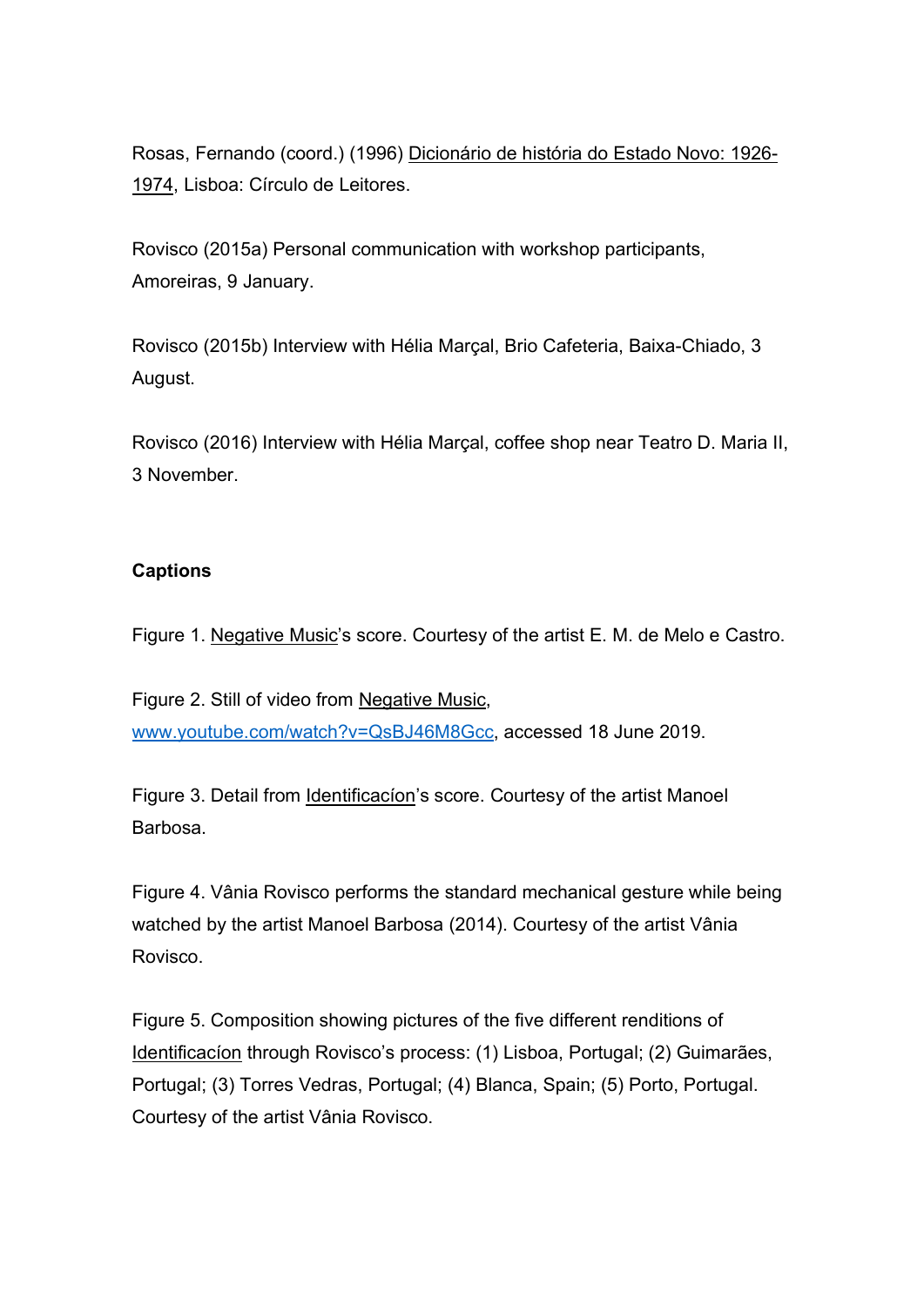Rosas, Fernando (coord.) (1996) Dicionário de história do Estado Novo: 1926-1974, Lisboa: Círculo de Leitores.

Rovisco (2015a) Personal communication with workshop participants, Amoreiras, 9 January.

Rovisco (2015b) Interview with Hélia Marçal, Brio Cafeteria, Baixa-Chiado, 3 August.

Rovisco (2016) Interview with Hélia Marçal, coffee shop near Teatro D. Maria II, 3 November.

**Captions**

Figure 1. Negative Music's score. Courtesy of the artist E. M. de Melo e Castro.

Figure 2. Still of video from Negative Music, www.youtube.com/watch?v=QsBJ46M8Gcc, accessed 18 June 2019.

Figure 3. Detail from Identificacíon's score. Courtesy of the artist Manoel Barbosa.

Figure 4. Vânia Rovisco performs the standard mechanical gesture while being watched by the artist Manoel Barbosa (2014). Courtesy of the artist Vânia Rovisco.

Figure 5. Composition showing pictures of the five different renditions of Identificacíon through Rovisco's process: (1) Lisboa, Portugal; (2) Guimarães, Portugal; (3) Torres Vedras, Portugal; (4) Blanca, Spain; (5) Porto, Portugal. Courtesy of the artist Vânia Rovisco.